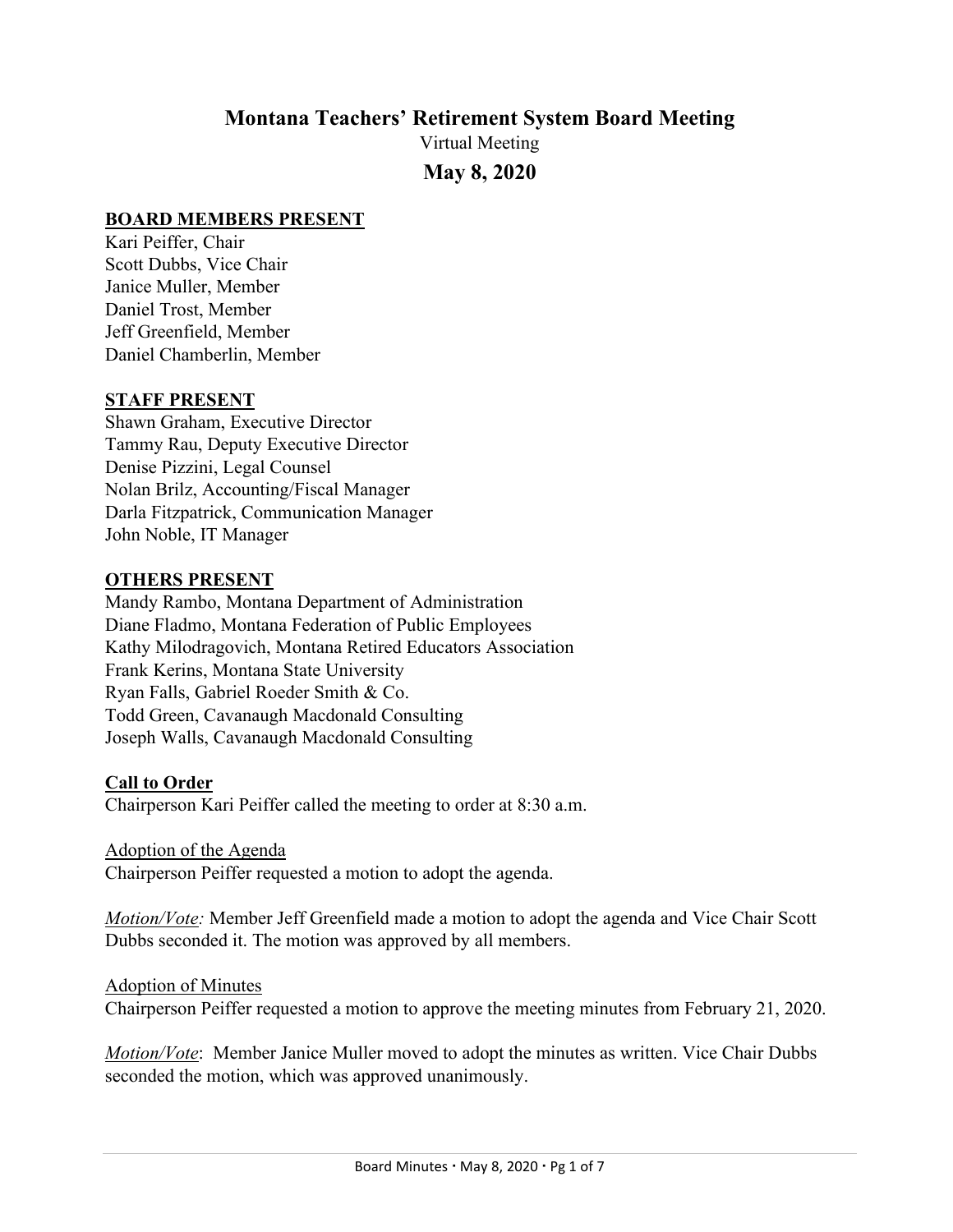# Montana Teachers' Retirement System Board Meeting

Virtual Meeting

## May 8, 2020

**BOARD MEMBERS PRESENT**

Kari Peiffer, Chair
Scott Dubbs, Vice Chair
Janice Muller, Member
Daniel Trost, Member
Jeff Greenfield, Member
Daniel Chamberlin, Member

**STAFF PRESENT**

Shawn Graham, Executive Director
Tammy Rau, Deputy Executive Director
Denise Pizzini, Legal Counsel
Nolan Brilz, Accounting/Fiscal Manager
Darla Fitzpatrick, Communication Manager
John Noble, IT Manager

**OTHERS PRESENT**

Mandy Rambo, Montana Department of Administration
Diane Fladmo, Montana Federation of Public Employees
Kathy Milodragovich, Montana Retired Educators Association
Frank Kerins, Montana State University
Ryan Falls, Gabriel Roeder Smith & Co.
Todd Green, Cavanaugh Macdonald Consulting
Joseph Walls, Cavanaugh Macdonald Consulting

**Call to Order**

Chairperson Kari Peiffer called the meeting to order at 8:30 a.m.

Adoption of the Agenda

Chairperson Peiffer requested a motion to adopt the agenda.

*Motion/Vote:* Member Jeff Greenfield made a motion to adopt the agenda and Vice Chair Scott Dubbs seconded it. The motion was approved by all members.

Adoption of Minutes

Chairperson Peiffer requested a motion to approve the meeting minutes from February 21, 2020.

*Motion/Vote*: Member Janice Muller moved to adopt the minutes as written. Vice Chair Dubbs seconded the motion, which was approved unanimously.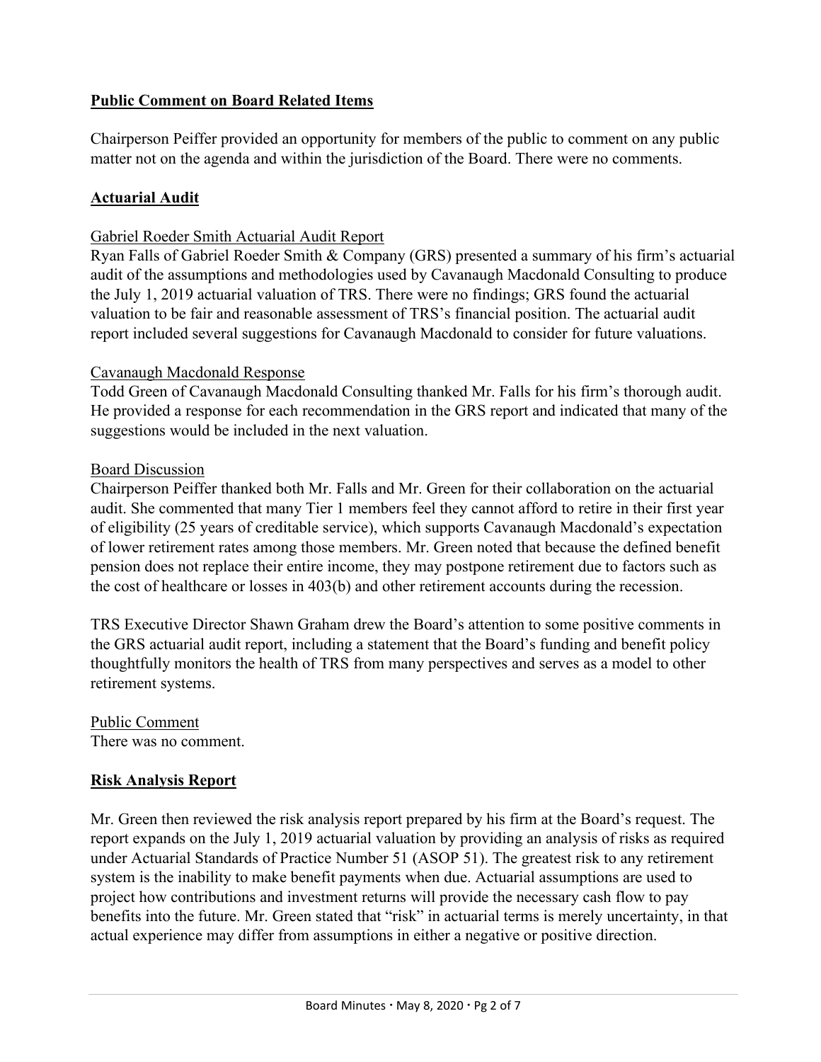## Public Comment on Board Related Items

Chairperson Peiffer provided an opportunity for members of the public to comment on any public matter not on the agenda and within the jurisdiction of the Board. There were no comments.

## Actuarial Audit

### Gabriel Roeder Smith Actuarial Audit Report

Ryan Falls of Gabriel Roeder Smith & Company (GRS) presented a summary of his firm's actuarial audit of the assumptions and methodologies used by Cavanaugh Macdonald Consulting to produce the July 1, 2019 actuarial valuation of TRS. There were no findings; GRS found the actuarial valuation to be fair and reasonable assessment of TRS's financial position. The actuarial audit report included several suggestions for Cavanaugh Macdonald to consider for future valuations.

### Cavanaugh Macdonald Response

Todd Green of Cavanaugh Macdonald Consulting thanked Mr. Falls for his firm's thorough audit. He provided a response for each recommendation in the GRS report and indicated that many of the suggestions would be included in the next valuation.

### Board Discussion

Chairperson Peiffer thanked both Mr. Falls and Mr. Green for their collaboration on the actuarial audit. She commented that many Tier 1 members feel they cannot afford to retire in their first year of eligibility (25 years of creditable service), which supports Cavanaugh Macdonald's expectation of lower retirement rates among those members. Mr. Green noted that because the defined benefit pension does not replace their entire income, they may postpone retirement due to factors such as the cost of healthcare or losses in 403(b) and other retirement accounts during the recession.

TRS Executive Director Shawn Graham drew the Board's attention to some positive comments in the GRS actuarial audit report, including a statement that the Board's funding and benefit policy thoughtfully monitors the health of TRS from many perspectives and serves as a model to other retirement systems.

### Public Comment

There was no comment.

## Risk Analysis Report

Mr. Green then reviewed the risk analysis report prepared by his firm at the Board's request. The report expands on the July 1, 2019 actuarial valuation by providing an analysis of risks as required under Actuarial Standards of Practice Number 51 (ASOP 51). The greatest risk to any retirement system is the inability to make benefit payments when due. Actuarial assumptions are used to project how contributions and investment returns will provide the necessary cash flow to pay benefits into the future. Mr. Green stated that "risk" in actuarial terms is merely uncertainty, in that actual experience may differ from assumptions in either a negative or positive direction.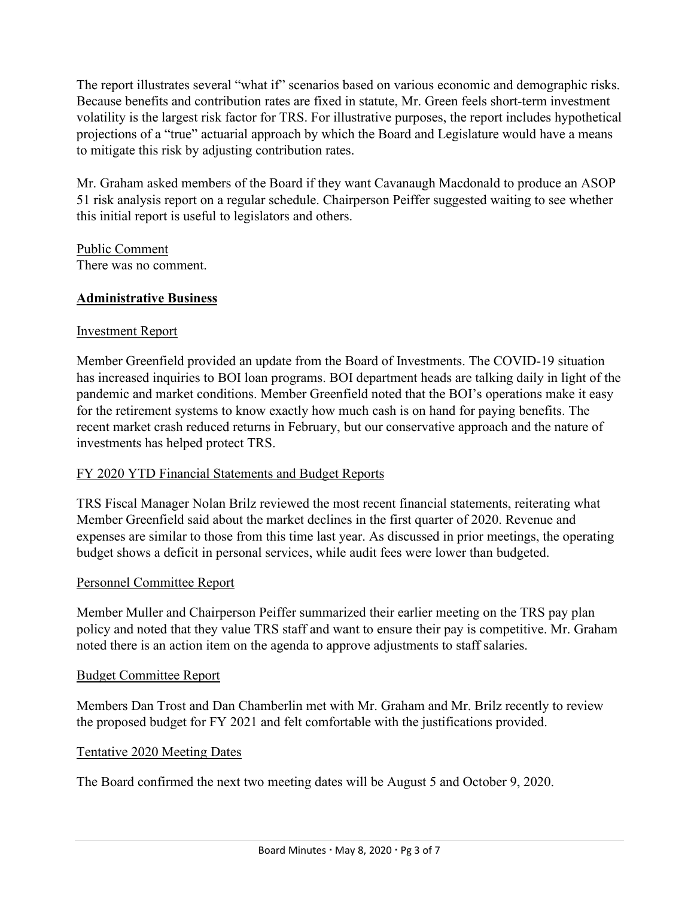The report illustrates several "what if" scenarios based on various economic and demographic risks. Because benefits and contribution rates are fixed in statute, Mr. Green feels short-term investment volatility is the largest risk factor for TRS. For illustrative purposes, the report includes hypothetical projections of a "true" actuarial approach by which the Board and Legislature would have a means to mitigate this risk by adjusting contribution rates.

Mr. Graham asked members of the Board if they want Cavanaugh Macdonald to produce an ASOP 51 risk analysis report on a regular schedule. Chairperson Peiffer suggested waiting to see whether this initial report is useful to legislators and others.

<u>Public Comment</u>
There was no comment.

## **Administrative Business**

<u>Investment Report</u>

Member Greenfield provided an update from the Board of Investments. The COVID-19 situation has increased inquiries to BOI loan programs. BOI department heads are talking daily in light of the pandemic and market conditions. Member Greenfield noted that the BOI's operations make it easy for the retirement systems to know exactly how much cash is on hand for paying benefits. The recent market crash reduced returns in February, but our conservative approach and the nature of investments has helped protect TRS.

<u>FY 2020 YTD Financial Statements and Budget Reports</u>

TRS Fiscal Manager Nolan Brilz reviewed the most recent financial statements, reiterating what Member Greenfield said about the market declines in the first quarter of 2020. Revenue and expenses are similar to those from this time last year. As discussed in prior meetings, the operating budget shows a deficit in personal services, while audit fees were lower than budgeted.

<u>Personnel Committee Report</u>

Member Muller and Chairperson Peiffer summarized their earlier meeting on the TRS pay plan policy and noted that they value TRS staff and want to ensure their pay is competitive. Mr. Graham noted there is an action item on the agenda to approve adjustments to staff salaries.

<u>Budget Committee Report</u>

Members Dan Trost and Dan Chamberlin met with Mr. Graham and Mr. Brilz recently to review the proposed budget for FY 2021 and felt comfortable with the justifications provided.

<u>Tentative 2020 Meeting Dates</u>

The Board confirmed the next two meeting dates will be August 5 and October 9, 2020.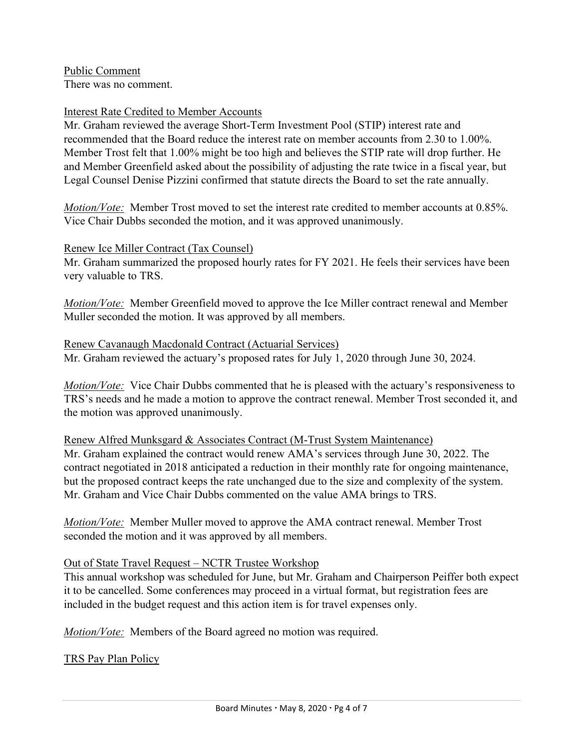Public Comment

There was no comment.

Interest Rate Credited to Member Accounts

Mr. Graham reviewed the average Short-Term Investment Pool (STIP) interest rate and recommended that the Board reduce the interest rate on member accounts from 2.30 to 1.00%. Member Trost felt that 1.00% might be too high and believes the STIP rate will drop further. He and Member Greenfield asked about the possibility of adjusting the rate twice in a fiscal year, but Legal Counsel Denise Pizzini confirmed that statute directs the Board to set the rate annually.

*Motion/Vote:* Member Trost moved to set the interest rate credited to member accounts at 0.85%. Vice Chair Dubbs seconded the motion, and it was approved unanimously.

Renew Ice Miller Contract (Tax Counsel)

Mr. Graham summarized the proposed hourly rates for FY 2021. He feels their services have been very valuable to TRS.

*Motion/Vote:* Member Greenfield moved to approve the Ice Miller contract renewal and Member Muller seconded the motion. It was approved by all members.

Renew Cavanaugh Macdonald Contract (Actuarial Services)

Mr. Graham reviewed the actuary's proposed rates for July 1, 2020 through June 30, 2024.

*Motion/Vote:* Vice Chair Dubbs commented that he is pleased with the actuary's responsiveness to TRS's needs and he made a motion to approve the contract renewal. Member Trost seconded it, and the motion was approved unanimously.

Renew Alfred Munksgard & Associates Contract (M-Trust System Maintenance)

Mr. Graham explained the contract would renew AMA's services through June 30, 2022. The contract negotiated in 2018 anticipated a reduction in their monthly rate for ongoing maintenance, but the proposed contract keeps the rate unchanged due to the size and complexity of the system. Mr. Graham and Vice Chair Dubbs commented on the value AMA brings to TRS.

*Motion/Vote:* Member Muller moved to approve the AMA contract renewal. Member Trost seconded the motion and it was approved by all members.

Out of State Travel Request – NCTR Trustee Workshop

This annual workshop was scheduled for June, but Mr. Graham and Chairperson Peiffer both expect it to be cancelled. Some conferences may proceed in a virtual format, but registration fees are included in the budget request and this action item is for travel expenses only.

*Motion/Vote:* Members of the Board agreed no motion was required.

TRS Pay Plan Policy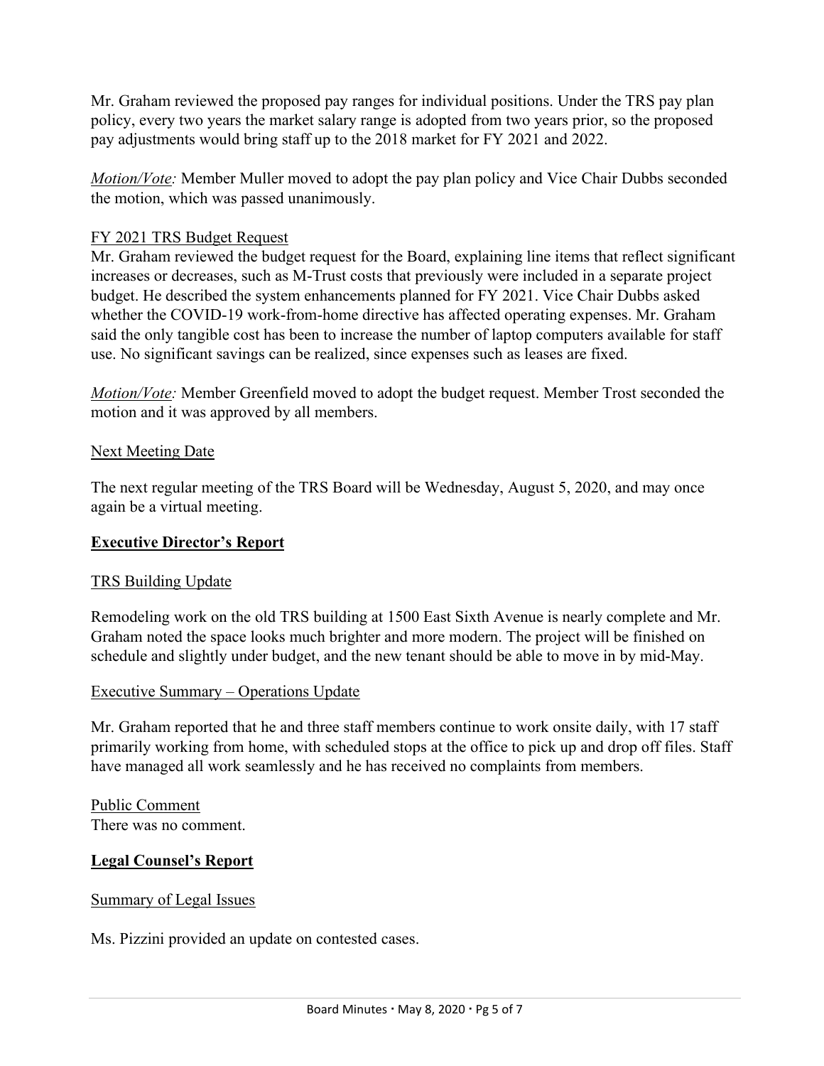Mr. Graham reviewed the proposed pay ranges for individual positions. Under the TRS pay plan policy, every two years the market salary range is adopted from two years prior, so the proposed pay adjustments would bring staff up to the 2018 market for FY 2021 and 2022.

*Motion/Vote:* Member Muller moved to adopt the pay plan policy and Vice Chair Dubbs seconded the motion, which was passed unanimously.

FY 2021 TRS Budget Request

Mr. Graham reviewed the budget request for the Board, explaining line items that reflect significant increases or decreases, such as M-Trust costs that previously were included in a separate project budget. He described the system enhancements planned for FY 2021. Vice Chair Dubbs asked whether the COVID-19 work-from-home directive has affected operating expenses. Mr. Graham said the only tangible cost has been to increase the number of laptop computers available for staff use. No significant savings can be realized, since expenses such as leases are fixed.

*Motion/Vote:* Member Greenfield moved to adopt the budget request. Member Trost seconded the motion and it was approved by all members.

Next Meeting Date

The next regular meeting of the TRS Board will be Wednesday, August 5, 2020, and may once again be a virtual meeting.

## Executive Director's Report

TRS Building Update

Remodeling work on the old TRS building at 1500 East Sixth Avenue is nearly complete and Mr. Graham noted the space looks much brighter and more modern. The project will be finished on schedule and slightly under budget, and the new tenant should be able to move in by mid-May.

Executive Summary – Operations Update

Mr. Graham reported that he and three staff members continue to work onsite daily, with 17 staff primarily working from home, with scheduled stops at the office to pick up and drop off files. Staff have managed all work seamlessly and he has received no complaints from members.

Public Comment

There was no comment.

## Legal Counsel's Report

Summary of Legal Issues

Ms. Pizzini provided an update on contested cases.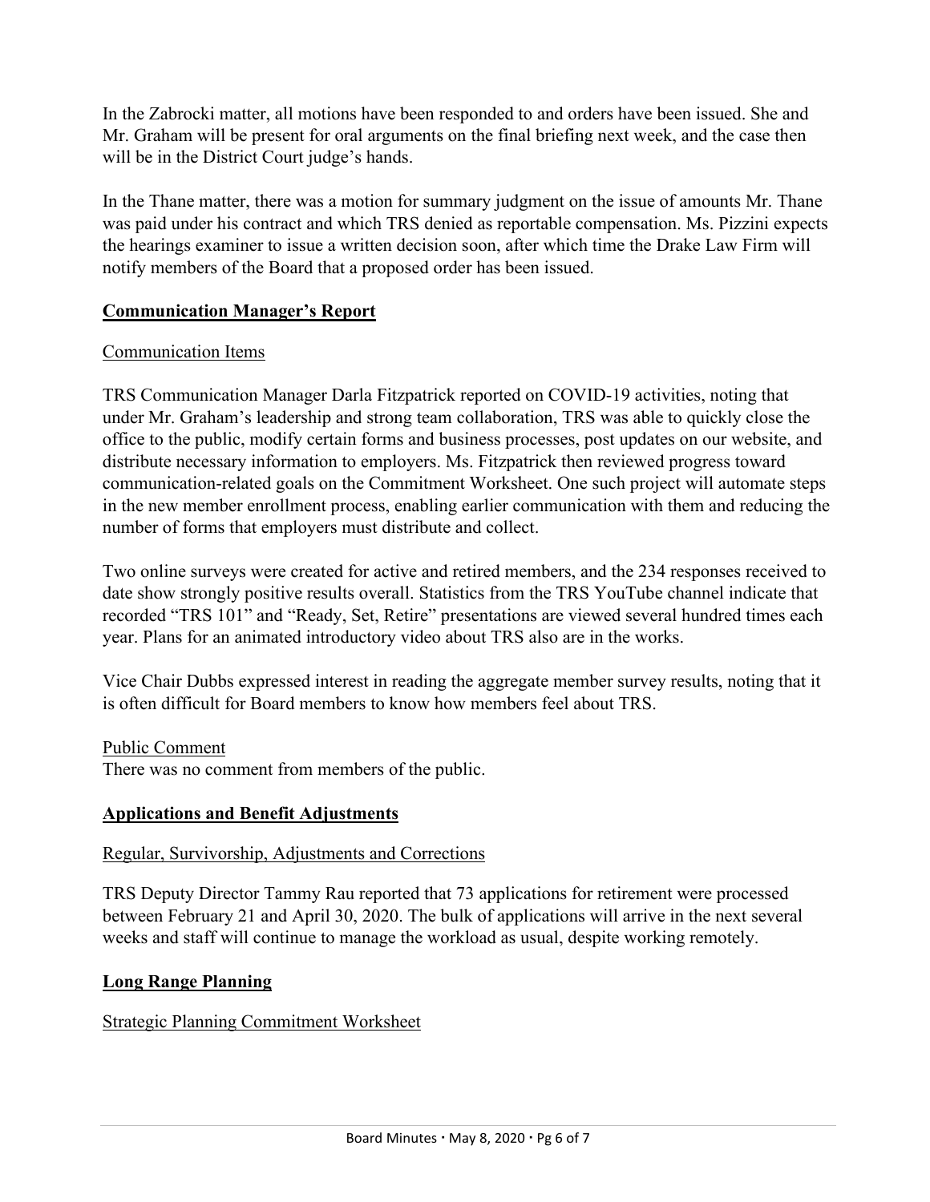In the Zabrocki matter, all motions have been responded to and orders have been issued. She and Mr. Graham will be present for oral arguments on the final briefing next week, and the case then will be in the District Court judge's hands.

In the Thane matter, there was a motion for summary judgment on the issue of amounts Mr. Thane was paid under his contract and which TRS denied as reportable compensation. Ms. Pizzini expects the hearings examiner to issue a written decision soon, after which time the Drake Law Firm will notify members of the Board that a proposed order has been issued.

## Communication Manager's Report

### Communication Items

TRS Communication Manager Darla Fitzpatrick reported on COVID-19 activities, noting that under Mr. Graham's leadership and strong team collaboration, TRS was able to quickly close the office to the public, modify certain forms and business processes, post updates on our website, and distribute necessary information to employers. Ms. Fitzpatrick then reviewed progress toward communication-related goals on the Commitment Worksheet. One such project will automate steps in the new member enrollment process, enabling earlier communication with them and reducing the number of forms that employers must distribute and collect.

Two online surveys were created for active and retired members, and the 234 responses received to date show strongly positive results overall. Statistics from the TRS YouTube channel indicate that recorded "TRS 101" and "Ready, Set, Retire" presentations are viewed several hundred times each year. Plans for an animated introductory video about TRS also are in the works.

Vice Chair Dubbs expressed interest in reading the aggregate member survey results, noting that it is often difficult for Board members to know how members feel about TRS.

### Public Comment

There was no comment from members of the public.

## Applications and Benefit Adjustments

### Regular, Survivorship, Adjustments and Corrections

TRS Deputy Director Tammy Rau reported that 73 applications for retirement were processed between February 21 and April 30, 2020. The bulk of applications will arrive in the next several weeks and staff will continue to manage the workload as usual, despite working remotely.

## Long Range Planning

### Strategic Planning Commitment Worksheet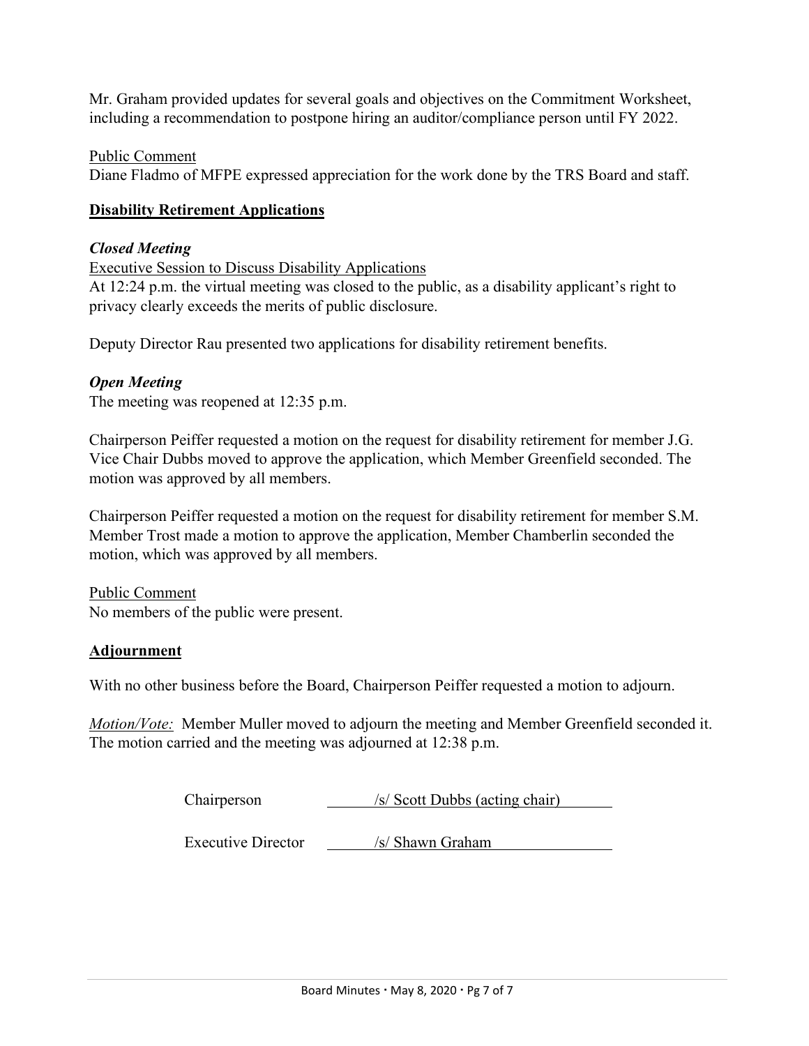Mr. Graham provided updates for several goals and objectives on the Commitment Worksheet, including a recommendation to postpone hiring an auditor/compliance person until FY 2022.

Public Comment
Diane Fladmo of MFPE expressed appreciation for the work done by the TRS Board and staff.

## Disability Retirement Applications

### *Closed Meeting*

Executive Session to Discuss Disability Applications
At 12:24 p.m. the virtual meeting was closed to the public, as a disability applicant's right to privacy clearly exceeds the merits of public disclosure.

Deputy Director Rau presented two applications for disability retirement benefits.

### *Open Meeting*

The meeting was reopened at 12:35 p.m.

Chairperson Peiffer requested a motion on the request for disability retirement for member J.G. Vice Chair Dubbs moved to approve the application, which Member Greenfield seconded. The motion was approved by all members.

Chairperson Peiffer requested a motion on the request for disability retirement for member S.M. Member Trost made a motion to approve the application, Member Chamberlin seconded the motion, which was approved by all members.

Public Comment
No members of the public were present.

## Adjournment

With no other business before the Board, Chairperson Peiffer requested a motion to adjourn.

*Motion/Vote:* Member Muller moved to adjourn the meeting and Member Greenfield seconded it. The motion carried and the meeting was adjourned at 12:38 p.m.

Chairperson /s/ Scott Dubbs (acting chair)

Executive Director /s/ Shawn Graham